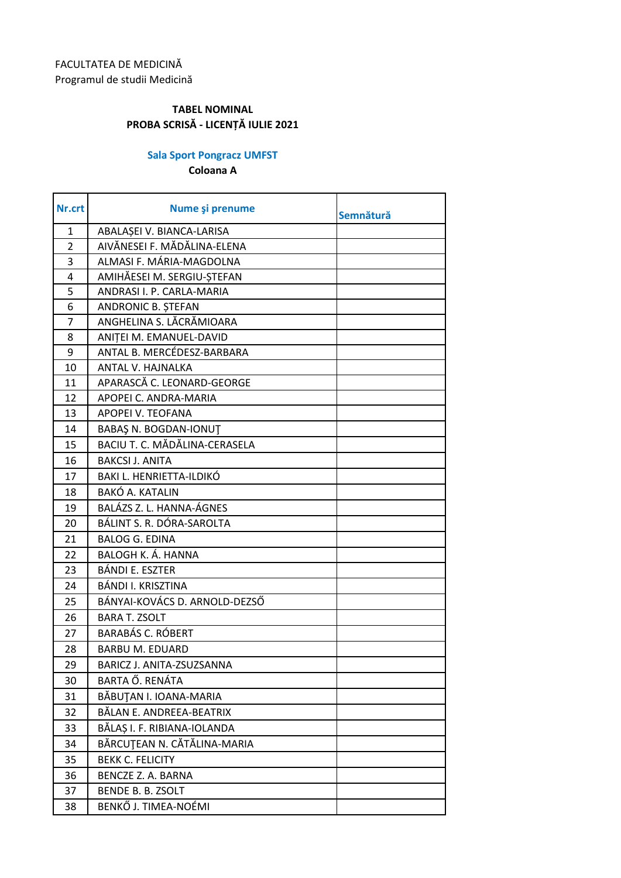FACULTATEA DE MEDICINĂ
Programul de studii Medicină

**TABEL NOMINAL**
**PROBA SCRISĂ - LICENȚĂ IULIE 2021**

**Sala Sport Pongracz UMFST**
**Coloana A**

| Nr.crt | Nume şi prenume | Semnătură |
|---|---|---|
| 1 | ABALAȘEI V. BIANCA-LARISA | |
| 2 | AIVĂNESEI F. MĂDĂLINA-ELENA | |
| 3 | ALMASI F. MÁRIA-MAGDOLNA | |
| 4 | AMIHĂESEI M. SERGIU-ȘTEFAN | |
| 5 | ANDRASI I. P. CARLA-MARIA | |
| 6 | ANDRONIC B. ȘTEFAN | |
| 7 | ANGHELINA S. LĂCRĂMIOARA | |
| 8 | ANIȚEI M. EMANUEL-DAVID | |
| 9 | ANTAL B. MERCÉDESZ-BARBARA | |
| 10 | ANTAL V. HAJNALKA | |
| 11 | APARASCĂ C. LEONARD-GEORGE | |
| 12 | APOPEI C. ANDRA-MARIA | |
| 13 | APOPEI V. TEOFANA | |
| 14 | BABAŞ N. BOGDAN-IONUŢ | |
| 15 | BACIU T. C. MĂDĂLINA-CERASELA | |
| 16 | BAKCSI J. ANITA | |
| 17 | BAKI L. HENRIETTA-ILDIKÓ | |
| 18 | BAKÓ A. KATALIN | |
| 19 | BALÁZS Z. L. HANNA-ÁGNES | |
| 20 | BÁLINT S. R. DÓRA-SAROLTA | |
| 21 | BALOG G. EDINA | |
| 22 | BALOGH K. Á. HANNA | |
| 23 | BÁNDI E. ESZTER | |
| 24 | BÁNDI I. KRISZTINA | |
| 25 | BÁNYAI-KOVÁCS D. ARNOLD-DEZSŐ | |
| 26 | BARA T. ZSOLT | |
| 27 | BARABÁS C. RÓBERT | |
| 28 | BARBU M. EDUARD | |
| 29 | BARICZ J. ANITA-ZSUZSANNA | |
| 30 | BARTA Ő. RENÁTA | |
| 31 | BĂBUŢAN I. IOANA-MARIA | |
| 32 | BĂLAN E. ANDREEA-BEATRIX | |
| 33 | BĂLAȘ I. F. RIBIANA-IOLANDA | |
| 34 | BĂRCUŢEAN N. CĂTĂLINA-MARIA | |
| 35 | BEKK C. FELICITY | |
| 36 | BENCZE Z. A. BARNA | |
| 37 | BENDE B. B. ZSOLT | |
| 38 | BENKŐ J. TIMEA-NOÉMI | |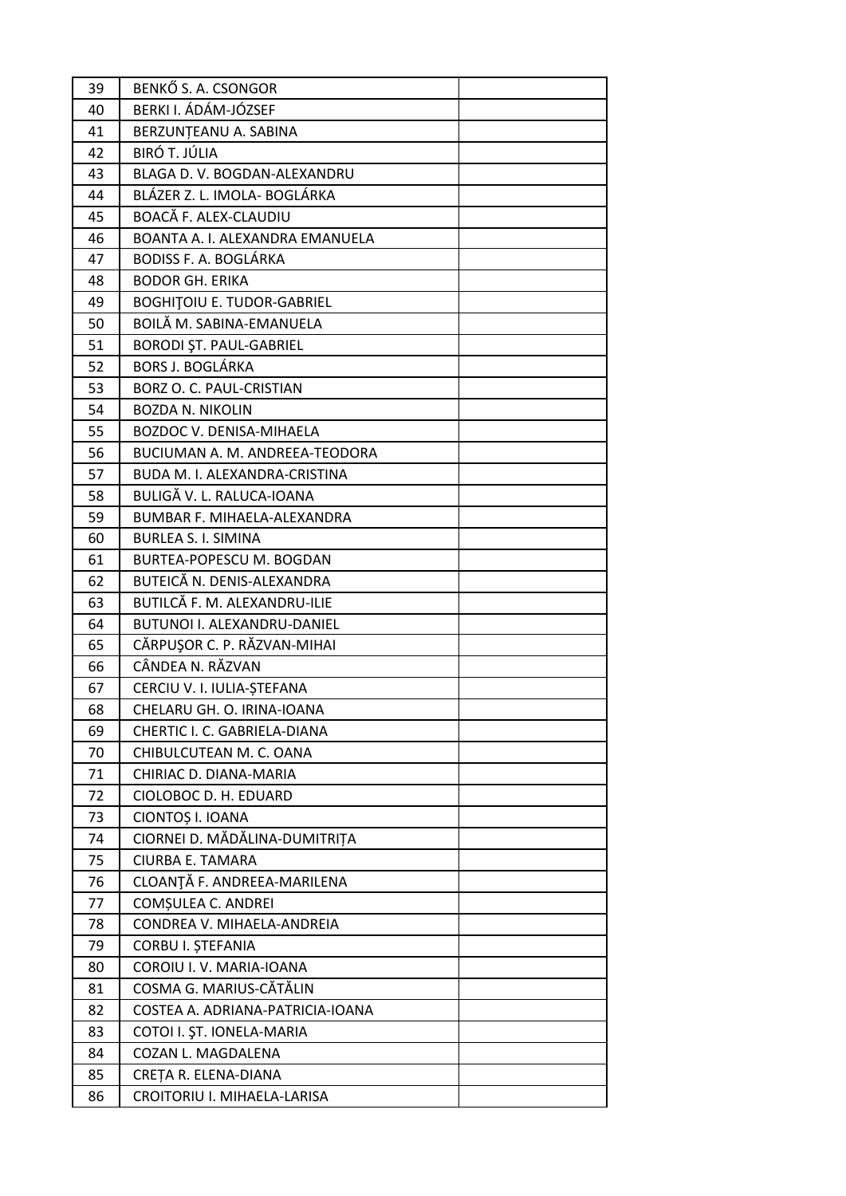| | | |
|---|---|---|
| 39 | BENKŐ S. A. CSONGOR | |
| 40 | BERKI I. ÁDÁM-JÓZSEF | |
| 41 | BERZUNȚEANU A. SABINA | |
| 42 | BIRÓ T. JÚLIA | |
| 43 | BLAGA D. V. BOGDAN-ALEXANDRU | |
| 44 | BLÁZER Z. L. IMOLA- BOGLÁRKA | |
| 45 | BOACĂ F. ALEX-CLAUDIU | |
| 46 | BOANTA A. I. ALEXANDRA EMANUELA | |
| 47 | BODISS F. A. BOGLÁRKA | |
| 48 | BODOR GH. ERIKA | |
| 49 | BOGHIŢOIU E. TUDOR-GABRIEL | |
| 50 | BOILĂ M. SABINA-EMANUELA | |
| 51 | BORODI ŞT. PAUL-GABRIEL | |
| 52 | BORS J. BOGLÁRKA | |
| 53 | BORZ O. C. PAUL-CRISTIAN | |
| 54 | BOZDA N. NIKOLIN | |
| 55 | BOZDOC V. DENISA-MIHAELA | |
| 56 | BUCIUMAN A. M. ANDREEA-TEODORA | |
| 57 | BUDA M. I. ALEXANDRA-CRISTINA | |
| 58 | BULIGĂ V. L. RALUCA-IOANA | |
| 59 | BUMBAR F. MIHAELA-ALEXANDRA | |
| 60 | BURLEA S. I. SIMINA | |
| 61 | BURTEA-POPESCU M. BOGDAN | |
| 62 | BUTEICĂ N. DENIS-ALEXANDRA | |
| 63 | BUTILCĂ F. M. ALEXANDRU-ILIE | |
| 64 | BUTUNOI I. ALEXANDRU-DANIEL | |
| 65 | CĂRPUŞOR C. P. RĂZVAN-MIHAI | |
| 66 | CÂNDEA N. RĂZVAN | |
| 67 | CERCIU V. I. IULIA-ȘTEFANA | |
| 68 | CHELARU GH. O. IRINA-IOANA | |
| 69 | CHERTIC I. C. GABRIELA-DIANA | |
| 70 | CHIBULCUTEAN M. C. OANA | |
| 71 | CHIRIAC D. DIANA-MARIA | |
| 72 | CIOLOBOC D. H. EDUARD | |
| 73 | CIONTOȘ I. IOANA | |
| 74 | CIORNEI D. MĂDĂLINA-DUMITRIȚA | |
| 75 | CIURBA E. TAMARA | |
| 76 | CLOANŢĂ F. ANDREEA-MARILENA | |
| 77 | COMȘULEA C. ANDREI | |
| 78 | CONDREA V. MIHAELA-ANDREIA | |
| 79 | CORBU I. ȘTEFANIA | |
| 80 | COROIU I. V. MARIA-IOANA | |
| 81 | COSMA G. MARIUS-CĂTĂLIN | |
| 82 | COSTEA A. ADRIANA-PATRICIA-IOANA | |
| 83 | COTOI I. ŞT. IONELA-MARIA | |
| 84 | COZAN L. MAGDALENA | |
| 85 | CREȚA R. ELENA-DIANA | |
| 86 | CROITORIU I. MIHAELA-LARISA | |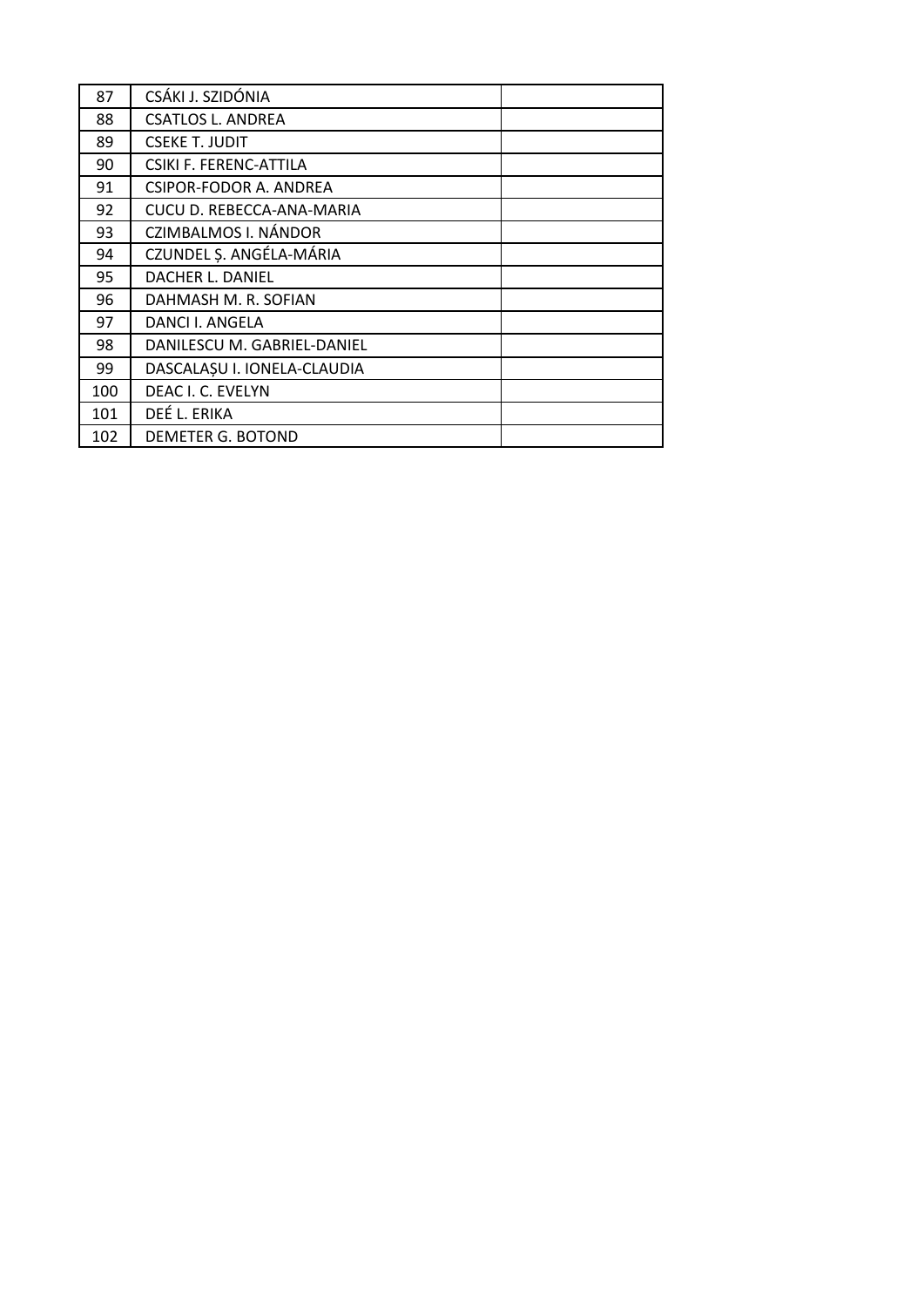| | | |
|---|---|---|
| 87 | CSÁKI J. SZIDÓNIA | |
| 88 | CSATLOS L. ANDREA | |
| 89 | CSEKE T. JUDIT | |
| 90 | CSIKI F. FERENC-ATTILA | |
| 91 | CSIPOR-FODOR A. ANDREA | |
| 92 | CUCU D. REBECCA-ANA-MARIA | |
| 93 | CZIMBALMOS I. NÁNDOR | |
| 94 | CZUNDEL Ș. ANGÉLA-MÁRIA | |
| 95 | DACHER L. DANIEL | |
| 96 | DAHMASH M. R. SOFIAN | |
| 97 | DANCI I. ANGELA | |
| 98 | DANILESCU M. GABRIEL-DANIEL | |
| 99 | DASCALAȘU I. IONELA-CLAUDIA | |
| 100 | DEAC I. C. EVELYN | |
| 101 | DEÉ L. ERIKA | |
| 102 | DEMETER G. BOTOND | |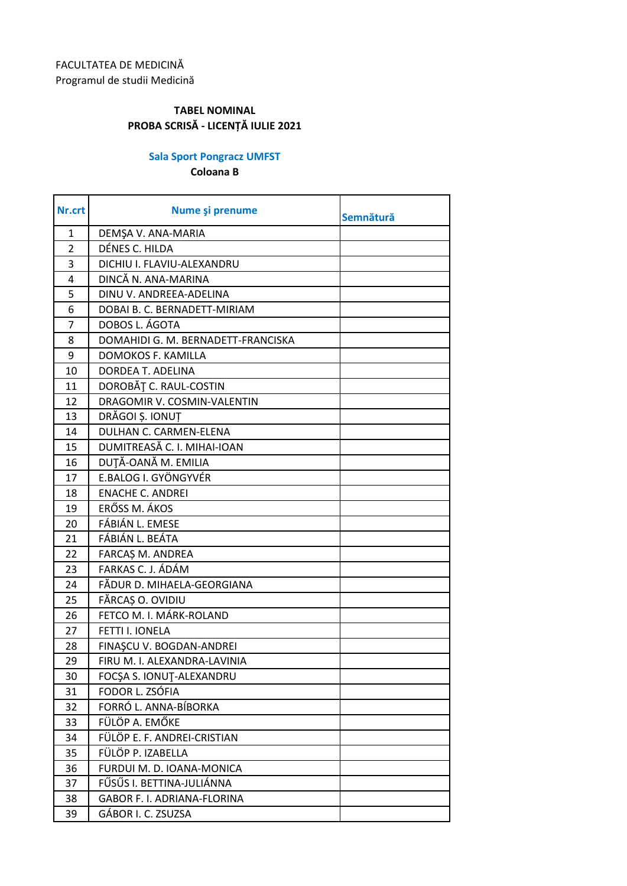FACULTATEA DE MEDICINĂ
Programul de studii Medicină

**TABEL NOMINAL**
**PROBA SCRISĂ - LICENȚĂ IULIE 2021**

**Sala Sport Pongracz UMFST**
**Coloana B**

| Nr.crt | Nume şi prenume | Semnătură |
|---|---|---|
| 1 | DEMŞA V. ANA-MARIA | |
| 2 | DÉNES C. HILDA | |
| 3 | DICHIU I. FLAVIU-ALEXANDRU | |
| 4 | DINCĂ N. ANA-MARINA | |
| 5 | DINU V. ANDREEA-ADELINA | |
| 6 | DOBAI B. C. BERNADETT-MIRIAM | |
| 7 | DOBOS L. ÁGOTA | |
| 8 | DOMAHIDI G. M. BERNADETT-FRANCISKA | |
| 9 | DOMOKOS F. KAMILLA | |
| 10 | DORDEA T. ADELINA | |
| 11 | DOROBĂŢ C. RAUL-COSTIN | |
| 12 | DRAGOMIR V. COSMIN-VALENTIN | |
| 13 | DRĂGOI Ş. IONUŢ | |
| 14 | DULHAN C. CARMEN-ELENA | |
| 15 | DUMITREASĂ C. I. MIHAI-IOAN | |
| 16 | DUŢĂ-OANĂ M. EMILIA | |
| 17 | E.BALOG I. GYÖNGYVÉR | |
| 18 | ENACHE C. ANDREI | |
| 19 | ERŐSS M. ÁKOS | |
| 20 | FÁBIÁN L. EMESE | |
| 21 | FÁBIÁN L. BEÁTA | |
| 22 | FARCAŞ M. ANDREA | |
| 23 | FARKAS C. J. ÁDÁM | |
| 24 | FĂDUR D. MIHAELA-GEORGIANA | |
| 25 | FĂRCAŞ O. OVIDIU | |
| 26 | FETCO M. I. MÁRK-ROLAND | |
| 27 | FETTI I. IONELA | |
| 28 | FINAŞCU V. BOGDAN-ANDREI | |
| 29 | FIRU M. I. ALEXANDRA-LAVINIA | |
| 30 | FOCŞA S. IONUŢ-ALEXANDRU | |
| 31 | FODOR L. ZSÓFIA | |
| 32 | FORRÓ L. ANNA-BÍBORKA | |
| 33 | FÜLÖP A. EMŐKE | |
| 34 | FÜLÖP E. F. ANDREI-CRISTIAN | |
| 35 | FÜLÖP P. IZABELLA | |
| 36 | FURDUI M. D. IOANA-MONICA | |
| 37 | FŰSŰS I. BETTINA-JULIÁNNA | |
| 38 | GABOR F. I. ADRIANA-FLORINA | |
| 39 | GÁBOR I. C. ZSUZSA | |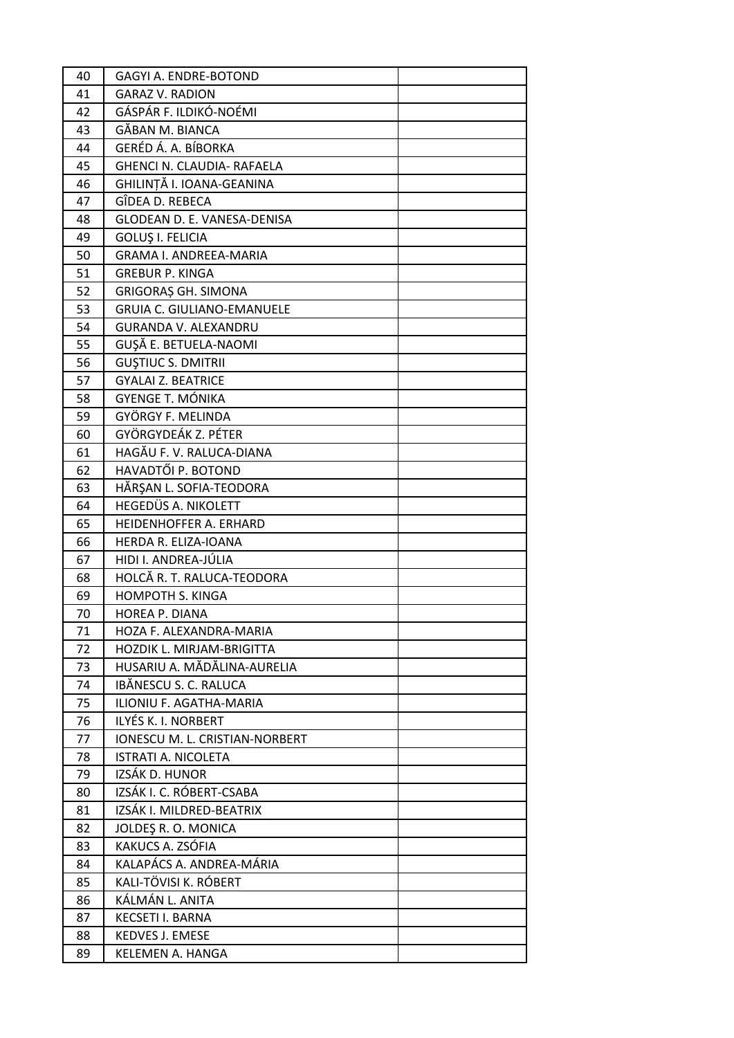| | | |
|---|---|---|
| 40 | GAGYI A. ENDRE-BOTOND | |
| 41 | GARAZ V. RADION | |
| 42 | GÁSPÁR F. ILDIKÓ-NOÉMI | |
| 43 | GĂBAN M. BIANCA | |
| 44 | GERÉD Á. A. BÍBORKA | |
| 45 | GHENCI N. CLAUDIA- RAFAELA | |
| 46 | GHILINȚĂ I. IOANA-GEANINA | |
| 47 | GÎDEA D. REBECA | |
| 48 | GLODEAN D. E. VANESA-DENISA | |
| 49 | GOLUŞ I. FELICIA | |
| 50 | GRAMA I. ANDREEA-MARIA | |
| 51 | GREBUR P. KINGA | |
| 52 | GRIGORAȘ GH. SIMONA | |
| 53 | GRUIA C. GIULIANO-EMANUELE | |
| 54 | GURANDA V. ALEXANDRU | |
| 55 | GUŞĂ E. BETUELA-NAOMI | |
| 56 | GUŞTIUC S. DMITRII | |
| 57 | GYALAI Z. BEATRICE | |
| 58 | GYENGE T. MÓNIKA | |
| 59 | GYÖRGY F. MELINDA | |
| 60 | GYÖRGYDEÁK Z. PÉTER | |
| 61 | HAGĂU F. V. RALUCA-DIANA | |
| 62 | HAVADTŐI P. BOTOND | |
| 63 | HĂRŞAN L. SOFIA-TEODORA | |
| 64 | HEGEDÜS A. NIKOLETT | |
| 65 | HEIDENHOFFER A. ERHARD | |
| 66 | HERDA R. ELIZA-IOANA | |
| 67 | HIDI I. ANDREA-JÚLIA | |
| 68 | HOLCĂ R. T. RALUCA-TEODORA | |
| 69 | HOMPOTH S. KINGA | |
| 70 | HOREA P. DIANA | |
| 71 | HOZA F. ALEXANDRA-MARIA | |
| 72 | HOZDIK L. MIRJAM-BRIGITTA | |
| 73 | HUSARIU A. MĂDĂLINA-AURELIA | |
| 74 | IBĂNESCU S. C. RALUCA | |
| 75 | ILIONIU F. AGATHA-MARIA | |
| 76 | ILYÉS K. I. NORBERT | |
| 77 | IONESCU M. L. CRISTIAN-NORBERT | |
| 78 | ISTRATI A. NICOLETA | |
| 79 | IZSÁK D. HUNOR | |
| 80 | IZSÁK I. C. RÓBERT-CSABA | |
| 81 | IZSÁK I. MILDRED-BEATRIX | |
| 82 | JOLDEŞ R. O. MONICA | |
| 83 | KAKUCS A. ZSÓFIA | |
| 84 | KALAPÁCS A. ANDREA-MÁRIA | |
| 85 | KALI-TÖVISI K. RÓBERT | |
| 86 | KÁLMÁN L. ANITA | |
| 87 | KECSETI I. BARNA | |
| 88 | KEDVES J. EMESE | |
| 89 | KELEMEN A. HANGA | |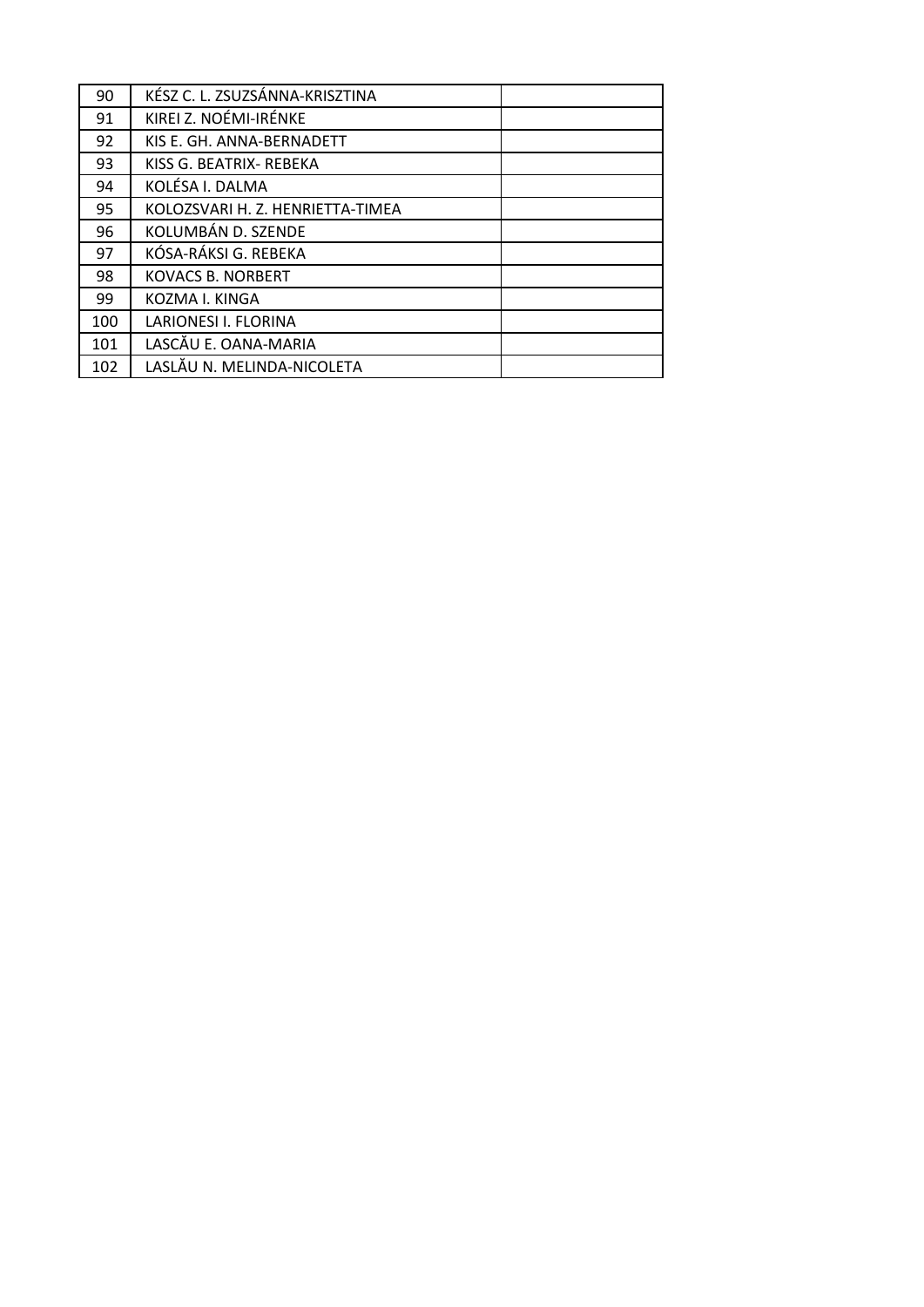| 90 | KÉSZ C. L. ZSUZSÁNNA-KRISZTINA | |
|---|---|---|
| 91 | KIREI Z. NOÉMI-IRÉNKE | |
| 92 | KIS E. GH. ANNA-BERNADETT | |
| 93 | KISS G. BEATRIX- REBEKA | |
| 94 | KOLÉSA I. DALMA | |
| 95 | KOLOZSVARI H. Z. HENRIETTA-TIMEA | |
| 96 | KOLUMBÁN D. SZENDE | |
| 97 | KÓSA-RÁKSI G. REBEKA | |
| 98 | KOVACS B. NORBERT | |
| 99 | KOZMA I. KINGA | |
| 100 | LARIONESI I. FLORINA | |
| 101 | LASCĂU E. OANA-MARIA | |
| 102 | LASLĂU N. MELINDA-NICOLETA | |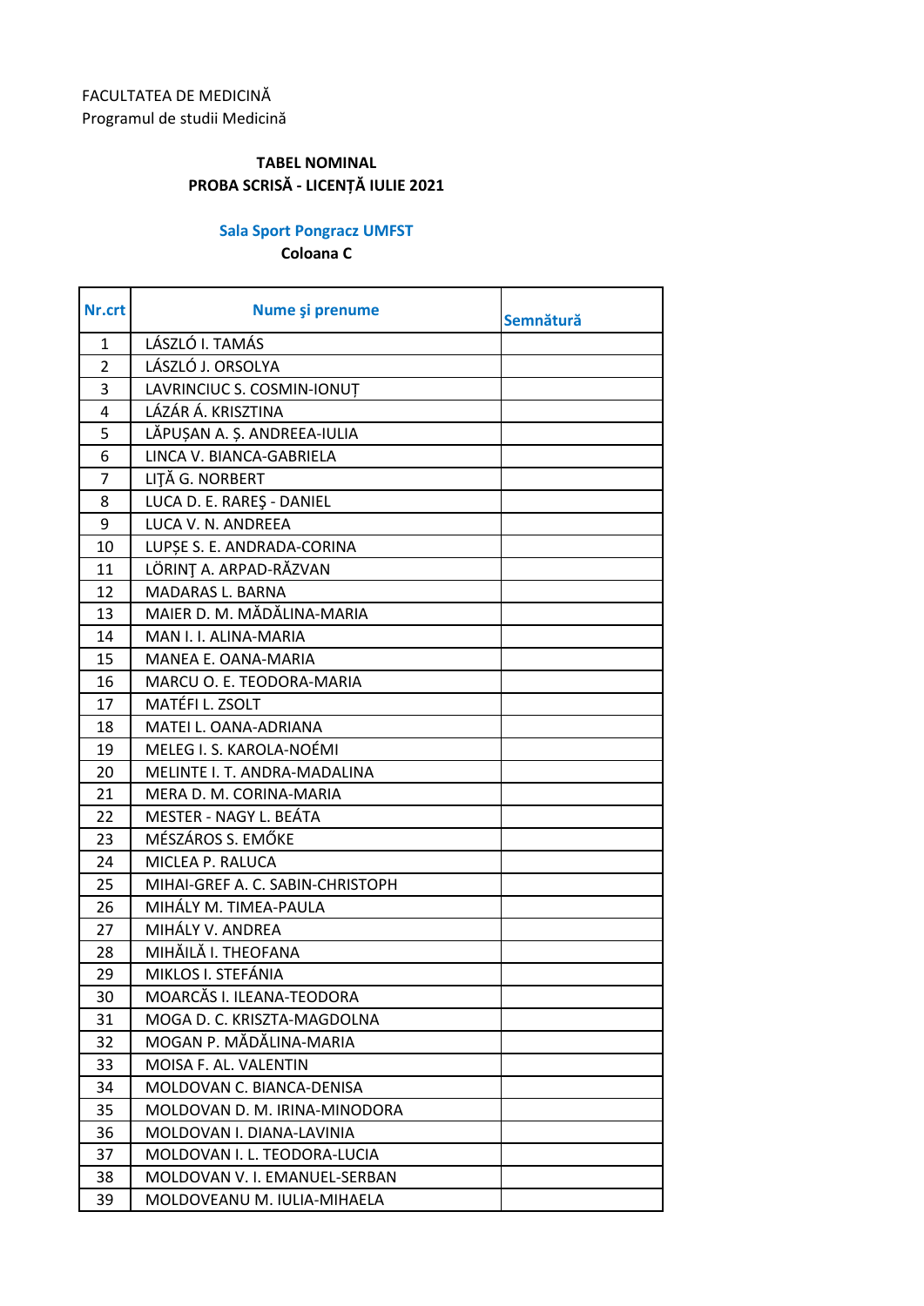FACULTATEA DE MEDICINĂ
Programul de studii Medicină

**TABEL NOMINAL**
**PROBA SCRISĂ - LICENȚĂ IULIE 2021**

**Sala Sport Pongracz UMFST**
**Coloana C**

| Nr.crt | Nume şi prenume | Semnătură |
|---|---|---|
| 1 | LÁSZLÓ I. TAMÁS | |
| 2 | LÁSZLÓ J. ORSOLYA | |
| 3 | LAVRINCIUC S. COSMIN-IONUȚ | |
| 4 | LÁZÁR Á. KRISZTINA | |
| 5 | LĂPUȘAN A. Ș. ANDREEA-IULIA | |
| 6 | LINCA V. BIANCA-GABRIELA | |
| 7 | LIŢĂ G. NORBERT | |
| 8 | LUCA D. E. RAREŞ - DANIEL | |
| 9 | LUCA V. N. ANDREEA | |
| 10 | LUPȘE S. E. ANDRADA-CORINA | |
| 11 | LÖRINŢ A. ARPAD-RĂZVAN | |
| 12 | MADARAS L. BARNA | |
| 13 | MAIER D. M. MĂDĂLINA-MARIA | |
| 14 | MAN I. I. ALINA-MARIA | |
| 15 | MANEA E. OANA-MARIA | |
| 16 | MARCU O. E. TEODORA-MARIA | |
| 17 | MATÉFI L. ZSOLT | |
| 18 | MATEI L. OANA-ADRIANA | |
| 19 | MELEG I. S. KAROLA-NOÉMI | |
| 20 | MELINTE I. T. ANDRA-MADALINA | |
| 21 | MERA D. M. CORINA-MARIA | |
| 22 | MESTER - NAGY L. BEÁTA | |
| 23 | MÉSZÁROS S. EMŐKE | |
| 24 | MICLEA P. RALUCA | |
| 25 | MIHAI-GREF A. C. SABIN-CHRISTOPH | |
| 26 | MIHÁLY M. TIMEA-PAULA | |
| 27 | MIHÁLY V. ANDREA | |
| 28 | MIHĂILĂ I. THEOFANA | |
| 29 | MIKLOS I. STEFÁNIA | |
| 30 | MOARCĂS I. ILEANA-TEODORA | |
| 31 | MOGA D. C. KRISZTA-MAGDOLNA | |
| 32 | MOGAN P. MĂDĂLINA-MARIA | |
| 33 | MOISA F. AL. VALENTIN | |
| 34 | MOLDOVAN C. BIANCA-DENISA | |
| 35 | MOLDOVAN D. M. IRINA-MINODORA | |
| 36 | MOLDOVAN I. DIANA-LAVINIA | |
| 37 | MOLDOVAN I. L. TEODORA-LUCIA | |
| 38 | MOLDOVAN V. I. EMANUEL-SERBAN | |
| 39 | MOLDOVEANU M. IULIA-MIHAELA | |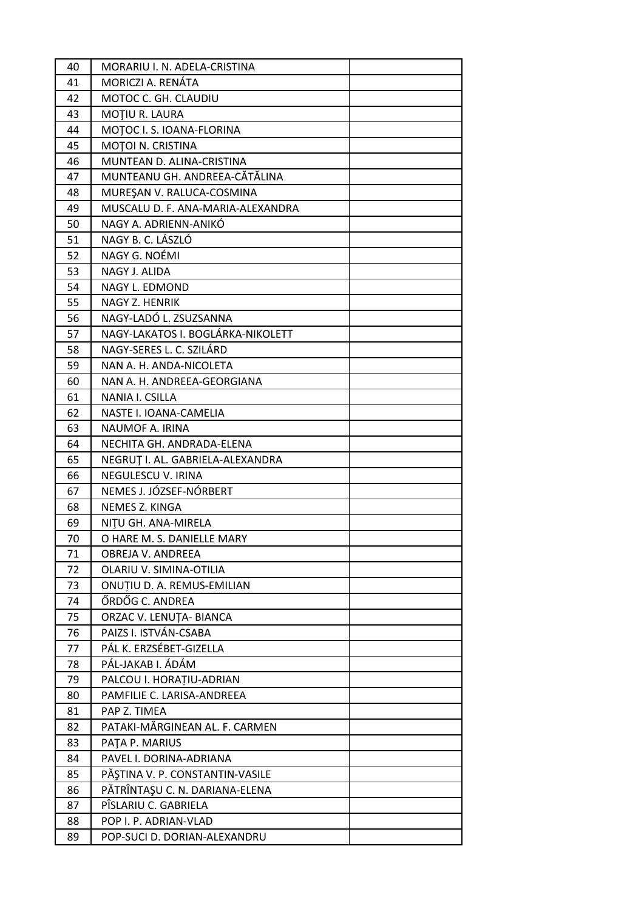| 40 | MORARIU I. N. ADELA-CRISTINA | |
|---|---|---|
| 41 | MORICZI A. RENÁTA | |
| 42 | MOTOC C. GH. CLAUDIU | |
| 43 | MOŢIU R. LAURA | |
| 44 | MOȚOC I. S. IOANA-FLORINA | |
| 45 | MOŢOI N. CRISTINA | |
| 46 | MUNTEAN D. ALINA-CRISTINA | |
| 47 | MUNTEANU GH. ANDREEA-CĂTĂLINA | |
| 48 | MUREŞAN V. RALUCA-COSMINA | |
| 49 | MUSCALU D. F. ANA-MARIA-ALEXANDRA | |
| 50 | NAGY A. ADRIENN-ANIKÓ | |
| 51 | NAGY B. C. LÁSZLÓ | |
| 52 | NAGY G. NOÉMI | |
| 53 | NAGY J. ALIDA | |
| 54 | NAGY L. EDMOND | |
| 55 | NAGY Z. HENRIK | |
| 56 | NAGY-LADÓ L. ZSUZSANNA | |
| 57 | NAGY-LAKATOS I. BOGLÁRKA-NIKOLETT | |
| 58 | NAGY-SERES L. C. SZILÁRD | |
| 59 | NAN A. H. ANDA-NICOLETA | |
| 60 | NAN A. H. ANDREEA-GEORGIANA | |
| 61 | NANIA I. CSILLA | |
| 62 | NASTE I. IOANA-CAMELIA | |
| 63 | NAUMOF A. IRINA | |
| 64 | NECHITA GH. ANDRADA-ELENA | |
| 65 | NEGRUŢ I. AL. GABRIELA-ALEXANDRA | |
| 66 | NEGULESCU V. IRINA | |
| 67 | NEMES J. JÓZSEF-NÓRBERT | |
| 68 | NEMES Z. KINGA | |
| 69 | NIŢU GH. ANA-MIRELA | |
| 70 | O HARE M. S. DANIELLE MARY | |
| 71 | OBREJA V. ANDREEA | |
| 72 | OLARIU V. SIMINA-OTILIA | |
| 73 | ONUȚIU D. A. REMUS-EMILIAN | |
| 74 | ŐRDŐG C. ANDREA | |
| 75 | ORZAC V. LENUȚA- BIANCA | |
| 76 | PAIZS I. ISTVÁN-CSABA | |
| 77 | PÁL K. ERZSÉBET-GIZELLA | |
| 78 | PÁL-JAKAB I. ÁDÁM | |
| 79 | PALCOU I. HORAȚIU-ADRIAN | |
| 80 | PAMFILIE C. LARISA-ANDREEA | |
| 81 | PAP Z. TIMEA | |
| 82 | PATAKI-MĂRGINEAN AL. F. CARMEN | |
| 83 | PAŢA P. MARIUS | |
| 84 | PAVEL I. DORINA-ADRIANA | |
| 85 | PĂŞTINA V. P. CONSTANTIN-VASILE | |
| 86 | PĂTRÎNTAŞU C. N. DARIANA-ELENA | |
| 87 | PÎSLARIU C. GABRIELA | |
| 88 | POP I. P. ADRIAN-VLAD | |
| 89 | POP-SUCI D. DORIAN-ALEXANDRU | |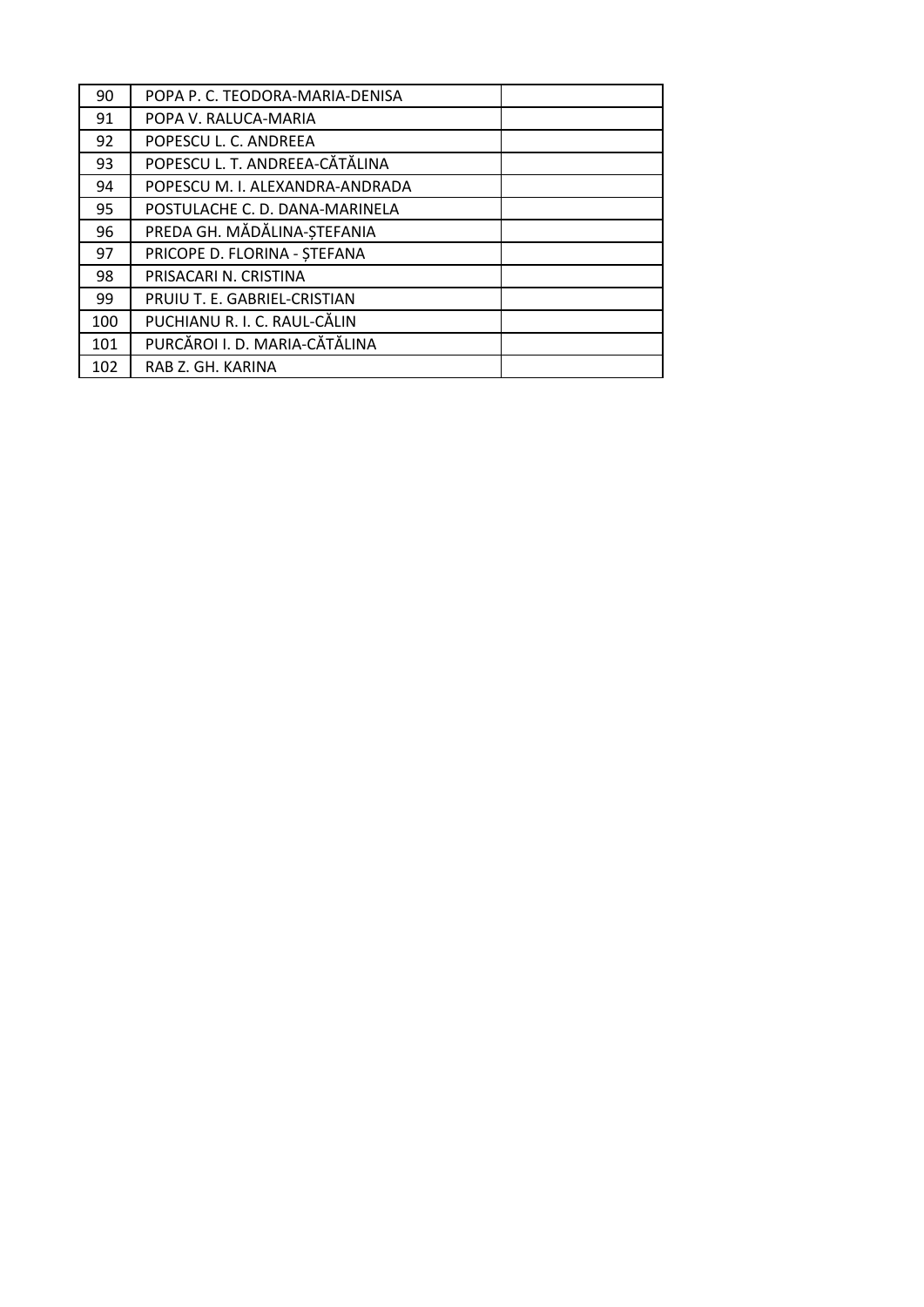| | | |
|---|---|---|
| 90 | POPA P. C. TEODORA-MARIA-DENISA | |
| 91 | POPA V. RALUCA-MARIA | |
| 92 | POPESCU L. C. ANDREEA | |
| 93 | POPESCU L. T. ANDREEA-CĂTĂLINA | |
| 94 | POPESCU M. I. ALEXANDRA-ANDRADA | |
| 95 | POSTULACHE C. D. DANA-MARINELA | |
| 96 | PREDA GH. MĂDĂLINA-ȘTEFANIA | |
| 97 | PRICOPE D. FLORINA - ȘTEFANA | |
| 98 | PRISACARI N. CRISTINA | |
| 99 | PRUIU T. E. GABRIEL-CRISTIAN | |
| 100 | PUCHIANU R. I. C. RAUL-CĂLIN | |
| 101 | PURCĂROI I. D. MARIA-CĂTĂLINA | |
| 102 | RAB Z. GH. KARINA | |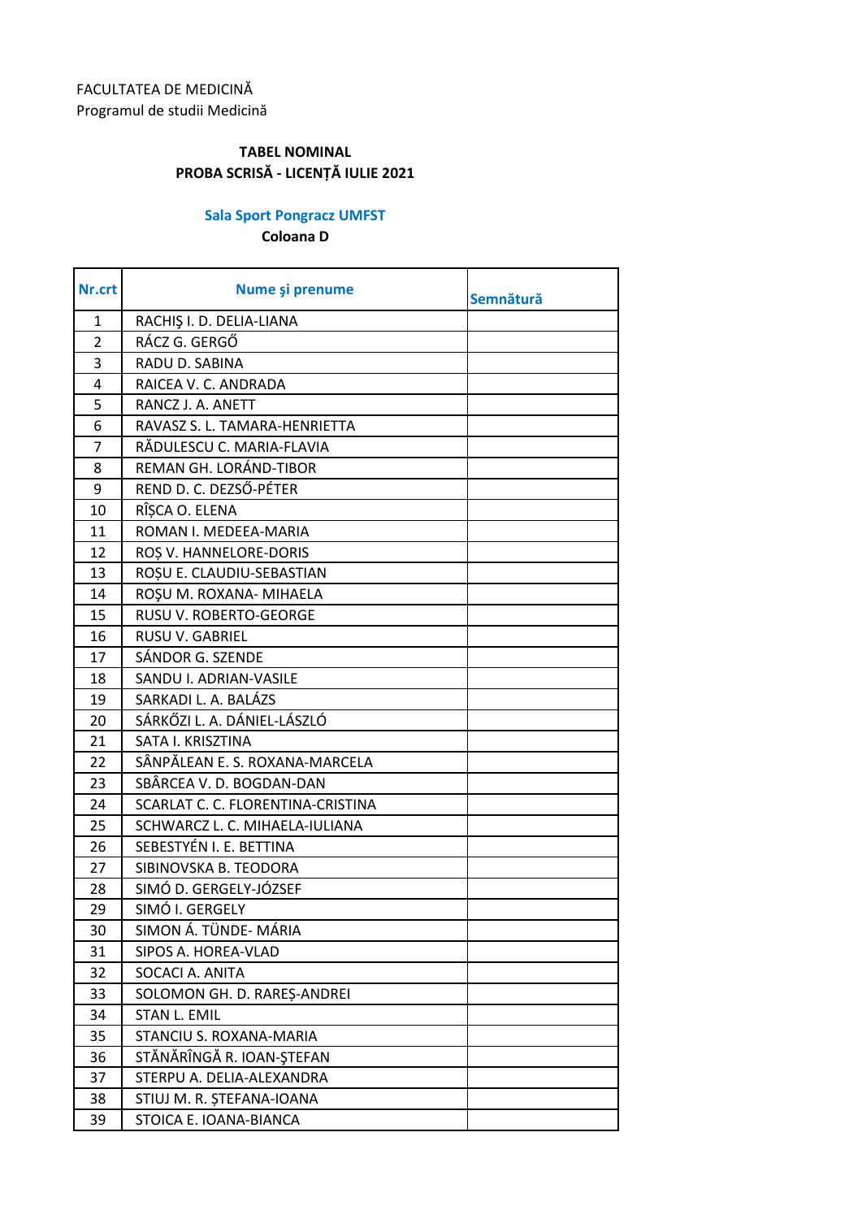FACULTATEA DE MEDICINĂ
Programul de studii Medicină

**TABEL NOMINAL**
**PROBA SCRISĂ - LICENȚĂ IULIE 2021**

**Sala Sport Pongracz UMFST**
**Coloana D**

| Nr.crt | Nume şi prenume | Semnătură |
|---|---|---|
| 1 | RACHIŞ I. D. DELIA-LIANA | |
| 2 | RÁCZ G. GERGŐ | |
| 3 | RADU D. SABINA | |
| 4 | RAICEA V. C. ANDRADA | |
| 5 | RANCZ J. A. ANETT | |
| 6 | RAVASZ S. L. TAMARA-HENRIETTA | |
| 7 | RĂDULESCU C. MARIA-FLAVIA | |
| 8 | REMAN GH. LORÁND-TIBOR | |
| 9 | REND D. C. DEZSŐ-PÉTER | |
| 10 | RÎŞCA O. ELENA | |
| 11 | ROMAN I. MEDEEA-MARIA | |
| 12 | ROȘ V. HANNELORE-DORIS | |
| 13 | ROȘU E. CLAUDIU-SEBASTIAN | |
| 14 | ROŞU M. ROXANA- MIHAELA | |
| 15 | RUSU V. ROBERTO-GEORGE | |
| 16 | RUSU V. GABRIEL | |
| 17 | SÁNDOR G. SZENDE | |
| 18 | SANDU I. ADRIAN-VASILE | |
| 19 | SARKADI L. A. BALÁZS | |
| 20 | SÁRKŐZI L. A. DÁNIEL-LÁSZLÓ | |
| 21 | SATA I. KRISZTINA | |
| 22 | SÂNPĂLEAN E. S. ROXANA-MARCELA | |
| 23 | SBÂRCEA V. D. BOGDAN-DAN | |
| 24 | SCARLAT C. C. FLORENTINA-CRISTINA | |
| 25 | SCHWARCZ L. C. MIHAELA-IULIANA | |
| 26 | SEBESTYÉN I. E. BETTINA | |
| 27 | SIBINOVSKA B. TEODORA | |
| 28 | SIMÓ D. GERGELY-JÓZSEF | |
| 29 | SIMÓ I. GERGELY | |
| 30 | SIMON Á. TÜNDE- MÁRIA | |
| 31 | SIPOS A. HOREA-VLAD | |
| 32 | SOCACI A. ANITA | |
| 33 | SOLOMON GH. D. RAREȘ-ANDREI | |
| 34 | STAN L. EMIL | |
| 35 | STANCIU S. ROXANA-MARIA | |
| 36 | STĂNĂRÎNGĂ R. IOAN-ŞTEFAN | |
| 37 | STERPU A. DELIA-ALEXANDRA | |
| 38 | STIUJ M. R. ȘTEFANA-IOANA | |
| 39 | STOICA E. IOANA-BIANCA | |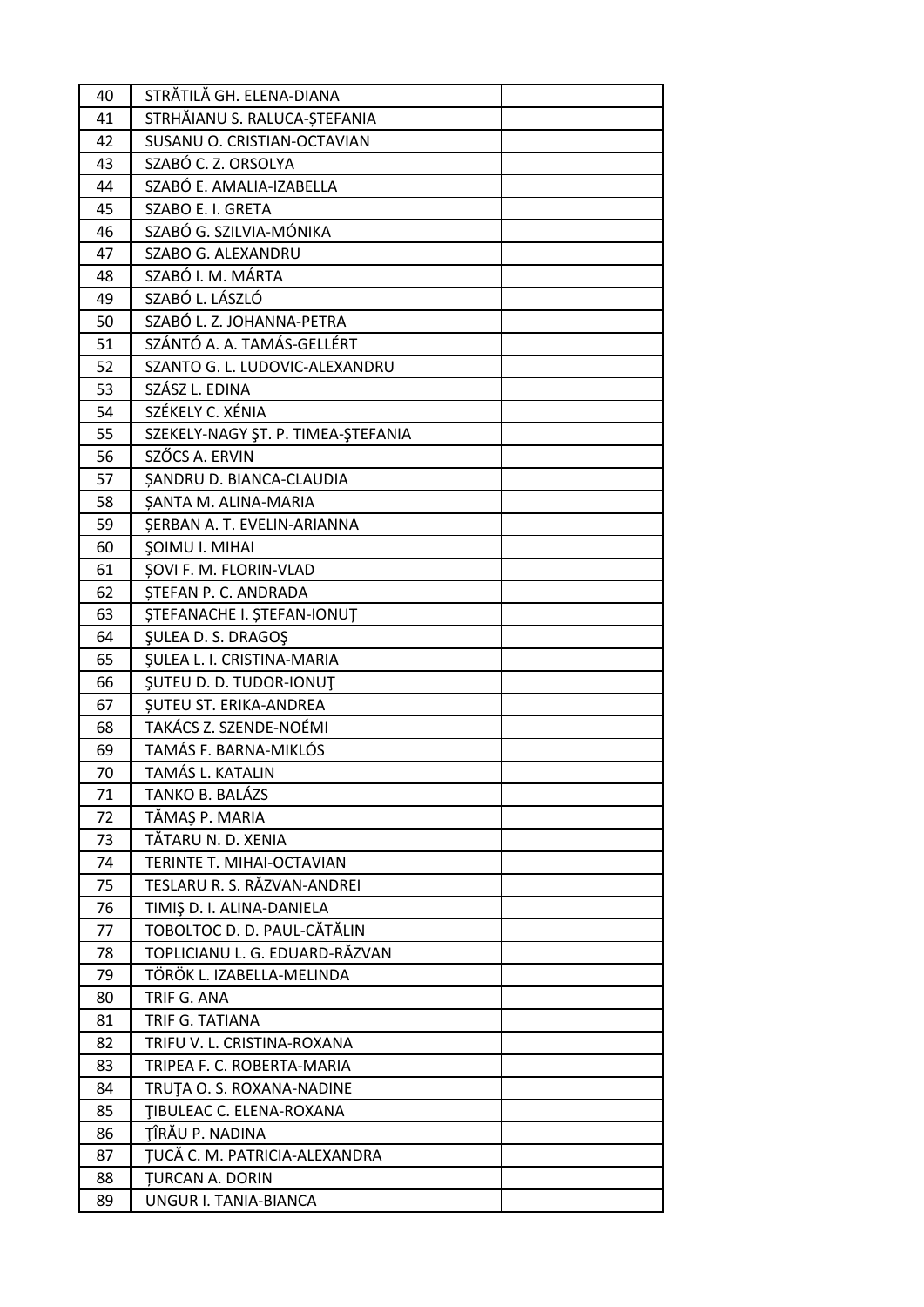| 40 | STRĂTILĂ GH. ELENA-DIANA | |
|---|---|---|
| 41 | STRHĂIANU S. RALUCA-ȘTEFANIA | |
| 42 | SUSANU O. CRISTIAN-OCTAVIAN | |
| 43 | SZABÓ C. Z. ORSOLYA | |
| 44 | SZABÓ E. AMALIA-IZABELLA | |
| 45 | SZABO E. I. GRETA | |
| 46 | SZABÓ G. SZILVIA-MÓNIKA | |
| 47 | SZABO G. ALEXANDRU | |
| 48 | SZABÓ I. M. MÁRTA | |
| 49 | SZABÓ L. LÁSZLÓ | |
| 50 | SZABÓ L. Z. JOHANNA-PETRA | |
| 51 | SZÁNTÓ A. A. TAMÁS-GELLÉRT | |
| 52 | SZANTO G. L. LUDOVIC-ALEXANDRU | |
| 53 | SZÁSZ L. EDINA | |
| 54 | SZÉKELY C. XÉNIA | |
| 55 | SZEKELY-NAGY ŞT. P. TIMEA-ŞTEFANIA | |
| 56 | SZŐCS A. ERVIN | |
| 57 | ȘANDRU D. BIANCA-CLAUDIA | |
| 58 | ȘANTA M. ALINA-MARIA | |
| 59 | ȘERBAN A. T. EVELIN-ARIANNA | |
| 60 | ŞOIMU I. MIHAI | |
| 61 | ȘOVI F. M. FLORIN-VLAD | |
| 62 | ȘTEFAN P. C. ANDRADA | |
| 63 | ȘTEFANACHE I. ȘTEFAN-IONUȚ | |
| 64 | ŞULEA D. S. DRAGOŞ | |
| 65 | ŞULEA L. I. CRISTINA-MARIA | |
| 66 | ŞUTEU D. D. TUDOR-IONUŢ | |
| 67 | ȘUTEU ST. ERIKA-ANDREA | |
| 68 | TAKÁCS Z. SZENDE-NOÉMI | |
| 69 | TAMÁS F. BARNA-MIKLÓS | |
| 70 | TAMÁS L. KATALIN | |
| 71 | TANKO B. BALÁZS | |
| 72 | TĂMAŞ P. MARIA | |
| 73 | TĂTARU N. D. XENIA | |
| 74 | TERINTE T. MIHAI-OCTAVIAN | |
| 75 | TESLARU R. S. RĂZVAN-ANDREI | |
| 76 | TIMIŞ D. I. ALINA-DANIELA | |
| 77 | TOBOLTOC D. D. PAUL-CĂTĂLIN | |
| 78 | TOPLICIANU L. G. EDUARD-RĂZVAN | |
| 79 | TÖRÖK L. IZABELLA-MELINDA | |
| 80 | TRIF G. ANA | |
| 81 | TRIF G. TATIANA | |
| 82 | TRIFU V. L. CRISTINA-ROXANA | |
| 83 | TRIPEA F. C. ROBERTA-MARIA | |
| 84 | TRUŢA O. S. ROXANA-NADINE | |
| 85 | ŢIBULEAC C. ELENA-ROXANA | |
| 86 | ŢÎRĂU P. NADINA | |
| 87 | ȚUCĂ C. M. PATRICIA-ALEXANDRA | |
| 88 | ȚURCAN A. DORIN | |
| 89 | UNGUR I. TANIA-BIANCA | |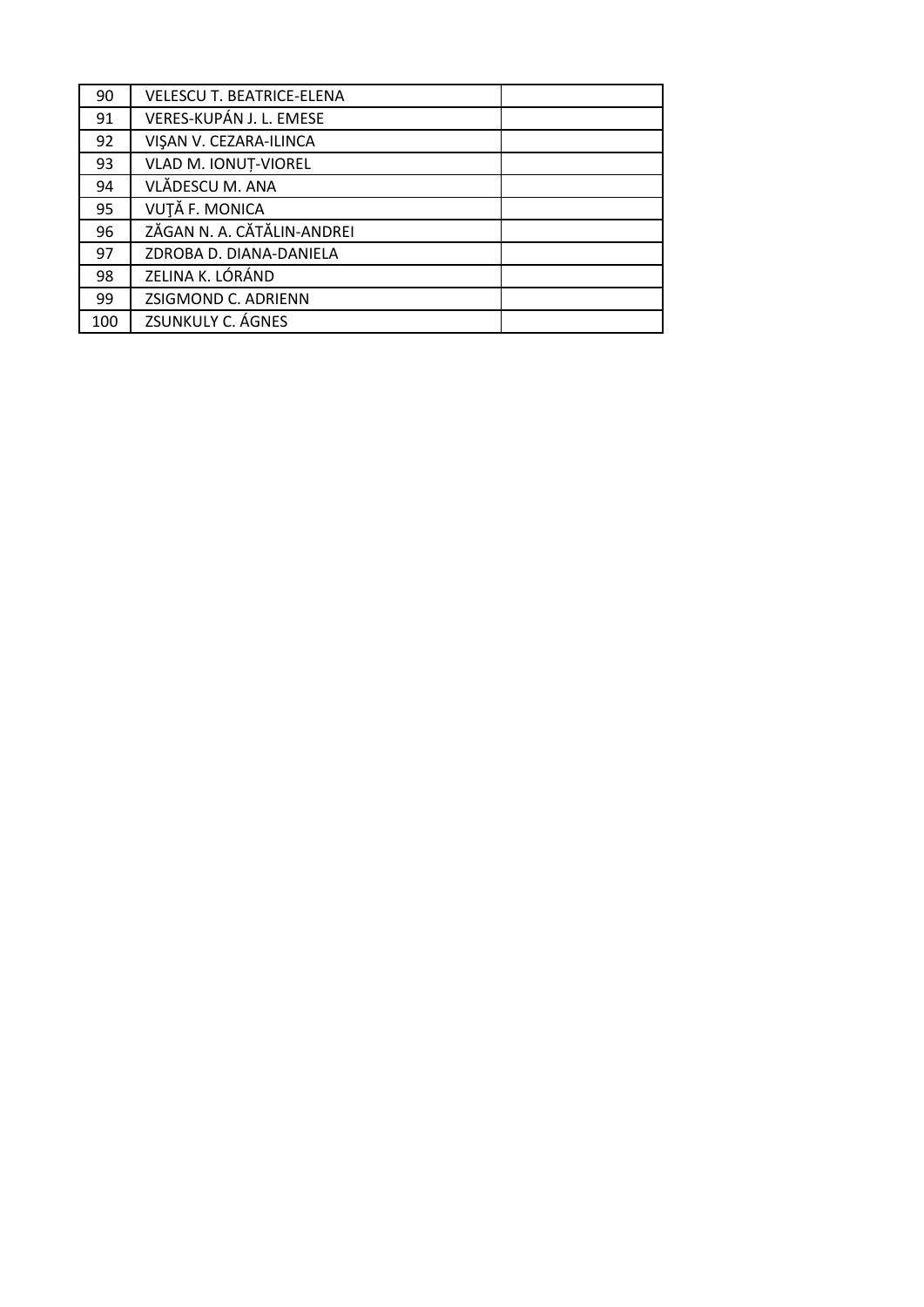| | | |
|---|---|---|
| 90 | VELESCU T. BEATRICE-ELENA | |
| 91 | VERES-KUPÁN J. L. EMESE | |
| 92 | VIŞAN V. CEZARA-ILINCA | |
| 93 | VLAD M. IONUȚ-VIOREL | |
| 94 | VLĂDESCU M. ANA | |
| 95 | VUŢĂ F. MONICA | |
| 96 | ZĂGAN N. A. CĂTĂLIN-ANDREI | |
| 97 | ZDROBA D. DIANA-DANIELA | |
| 98 | ZELINA K. LÓRÁND | |
| 99 | ZSIGMOND C. ADRIENN | |
| 100 | ZSUNKULY C. ÁGNES | |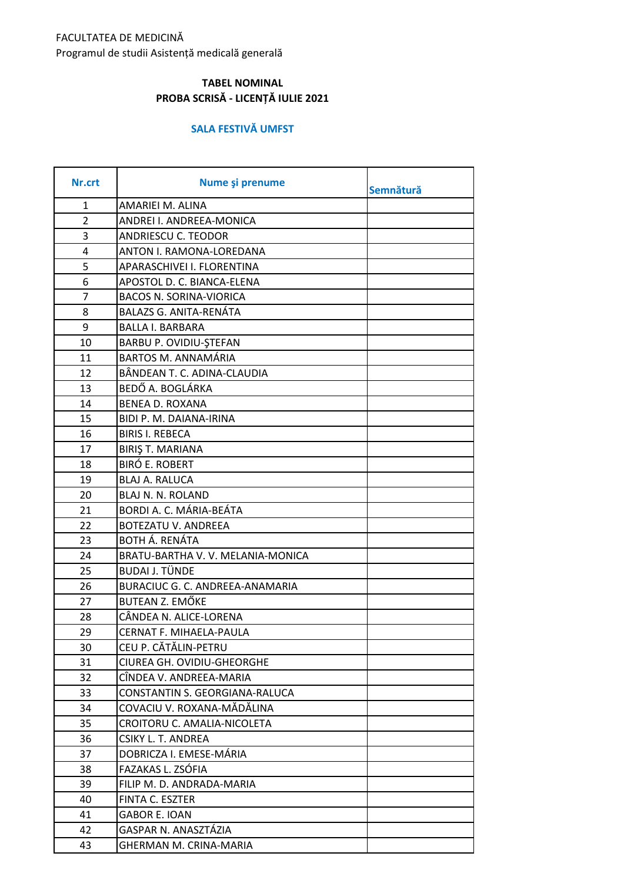FACULTATEA DE MEDICINĂ
Programul de studii Asistență medicală generală

**TABEL NOMINAL**
**PROBA SCRISĂ - LICENȚĂ IULIE 2021**

**SALA FESTIVĂ UMFST**

| Nr.crt | Nume şi prenume | Semnătură |
|---|---|---|
| 1 | AMARIEI M. ALINA | |
| 2 | ANDREI I. ANDREEA-MONICA | |
| 3 | ANDRIESCU C. TEODOR | |
| 4 | ANTON I. RAMONA-LOREDANA | |
| 5 | APARASCHIVEI I. FLORENTINA | |
| 6 | APOSTOL D. C. BIANCA-ELENA | |
| 7 | BACOS N. SORINA-VIORICA | |
| 8 | BALAZS G. ANITA-RENÁTA | |
| 9 | BALLA I. BARBARA | |
| 10 | BARBU P. OVIDIU-ŞTEFAN | |
| 11 | BARTOS M. ANNAMÁRIA | |
| 12 | BÂNDEAN T. C. ADINA-CLAUDIA | |
| 13 | BEDŐ A. BOGLÁRKA | |
| 14 | BENEA D. ROXANA | |
| 15 | BIDI P. M. DAIANA-IRINA | |
| 16 | BIRIS I. REBECA | |
| 17 | BIRIŞ T. MARIANA | |
| 18 | BIRÓ E. ROBERT | |
| 19 | BLAJ A. RALUCA | |
| 20 | BLAJ N. N. ROLAND | |
| 21 | BORDI A. C. MÁRIA-BEÁTA | |
| 22 | BOTEZATU V. ANDREEA | |
| 23 | BOTH Á. RENÁTA | |
| 24 | BRATU-BARTHA V. V. MELANIA-MONICA | |
| 25 | BUDAI J. TÜNDE | |
| 26 | BURACIUC G. C. ANDREEA-ANAMARIA | |
| 27 | BUTEAN Z. EMŐKE | |
| 28 | CÂNDEA N. ALICE-LORENA | |
| 29 | CERNAT F. MIHAELA-PAULA | |
| 30 | CEU P. CĂTĂLIN-PETRU | |
| 31 | CIUREA GH. OVIDIU-GHEORGHE | |
| 32 | CÎNDEA V. ANDREEA-MARIA | |
| 33 | CONSTANTIN S. GEORGIANA-RALUCA | |
| 34 | COVACIU V. ROXANA-MĂDĂLINA | |
| 35 | CROITORU C. AMALIA-NICOLETA | |
| 36 | CSIKY L. T. ANDREA | |
| 37 | DOBRICZA I. EMESE-MÁRIA | |
| 38 | FAZAKAS L. ZSÓFIA | |
| 39 | FILIP M. D. ANDRADA-MARIA | |
| 40 | FINTA C. ESZTER | |
| 41 | GABOR E. IOAN | |
| 42 | GASPAR N. ANASZTÁZIA | |
| 43 | GHERMAN M. CRINA-MARIA | |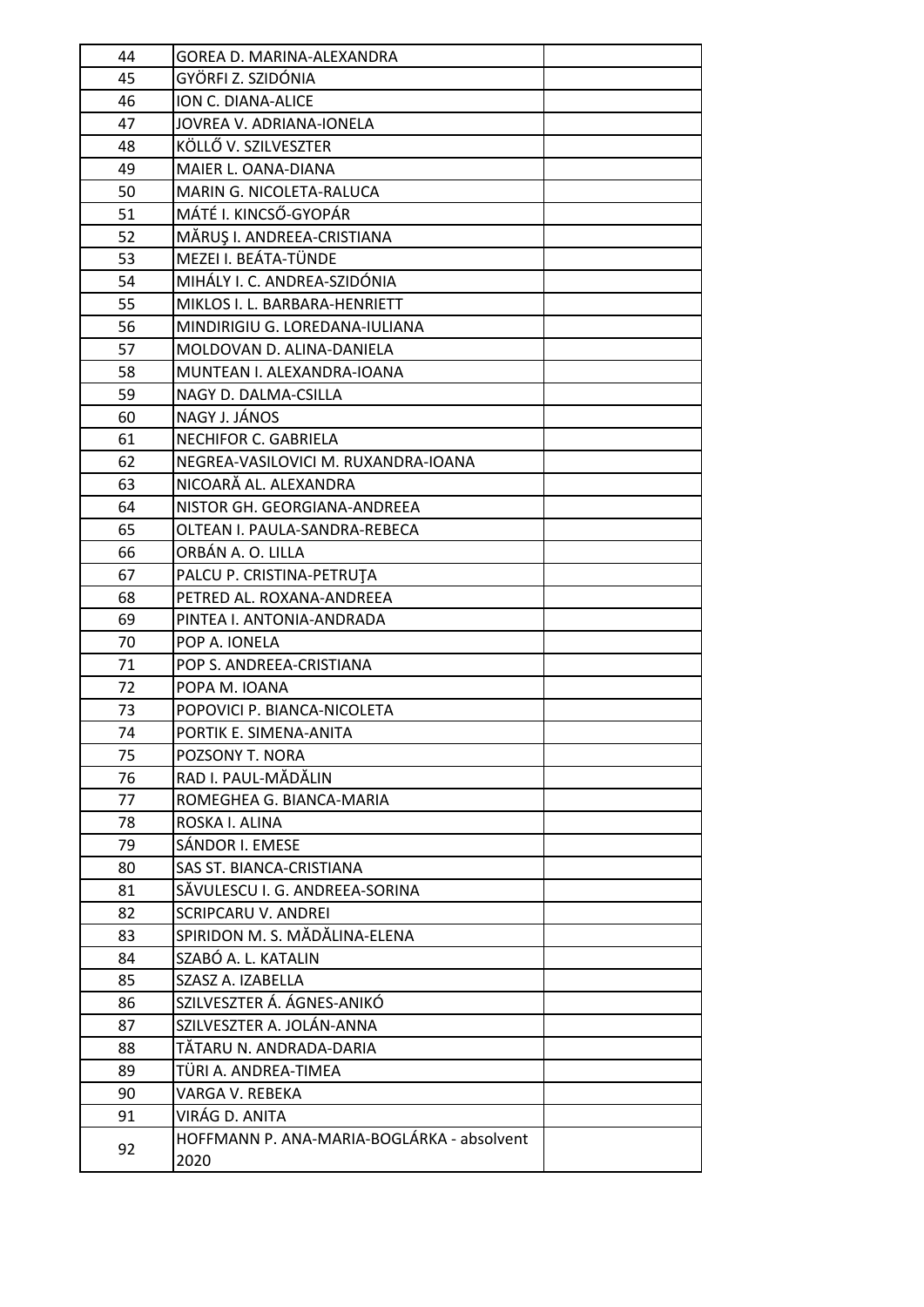| | | |
|---|---|---|
| 44 | GOREA D. MARINA-ALEXANDRA | |
| 45 | GYÖRFI Z. SZIDÓNIA | |
| 46 | ION C. DIANA-ALICE | |
| 47 | JOVREA V. ADRIANA-IONELA | |
| 48 | KÖLLŐ V. SZILVESZTER | |
| 49 | MAIER L. OANA-DIANA | |
| 50 | MARIN G. NICOLETA-RALUCA | |
| 51 | MÁTÉ I. KINCSŐ-GYOPÁR | |
| 52 | MĂRUŞ I. ANDREEA-CRISTIANA | |
| 53 | MEZEI I. BEÁTA-TÜNDE | |
| 54 | MIHÁLY I. C. ANDREA-SZIDÓNIA | |
| 55 | MIKLOS I. L. BARBARA-HENRIETT | |
| 56 | MINDIRIGIU G. LOREDANA-IULIANA | |
| 57 | MOLDOVAN D. ALINA-DANIELA | |
| 58 | MUNTEAN I. ALEXANDRA-IOANA | |
| 59 | NAGY D. DALMA-CSILLA | |
| 60 | NAGY J. JÁNOS | |
| 61 | NECHIFOR C. GABRIELA | |
| 62 | NEGREA-VASILOVICI M. RUXANDRA-IOANA | |
| 63 | NICOARĂ AL. ALEXANDRA | |
| 64 | NISTOR GH. GEORGIANA-ANDREEA | |
| 65 | OLTEAN I. PAULA-SANDRA-REBECA | |
| 66 | ORBÁN A. O. LILLA | |
| 67 | PALCU P. CRISTINA-PETRUŢA | |
| 68 | PETRED AL. ROXANA-ANDREEA | |
| 69 | PINTEA I. ANTONIA-ANDRADA | |
| 70 | POP A. IONELA | |
| 71 | POP S. ANDREEA-CRISTIANA | |
| 72 | POPA M. IOANA | |
| 73 | POPOVICI P. BIANCA-NICOLETA | |
| 74 | PORTIK E. SIMENA-ANITA | |
| 75 | POZSONY T. NORA | |
| 76 | RAD I. PAUL-MĂDĂLIN | |
| 77 | ROMEGHEA G. BIANCA-MARIA | |
| 78 | ROSKA I. ALINA | |
| 79 | SÁNDOR I. EMESE | |
| 80 | SAS ST. BIANCA-CRISTIANA | |
| 81 | SĂVULESCU I. G. ANDREEA-SORINA | |
| 82 | SCRIPCARU V. ANDREI | |
| 83 | SPIRIDON M. S. MĂDĂLINA-ELENA | |
| 84 | SZABÓ A. L. KATALIN | |
| 85 | SZASZ A. IZABELLA | |
| 86 | SZILVESZTER Á. ÁGNES-ANIKÓ | |
| 87 | SZILVESZTER A. JOLÁN-ANNA | |
| 88 | TĂTARU N. ANDRADA-DARIA | |
| 89 | TÜRI A. ANDREA-TIMEA | |
| 90 | VARGA V. REBEKA | |
| 91 | VIRÁG D. ANITA | |
| 92 | HOFFMANN P. ANA-MARIA-BOGLÁRKA - absolvent 2020 | |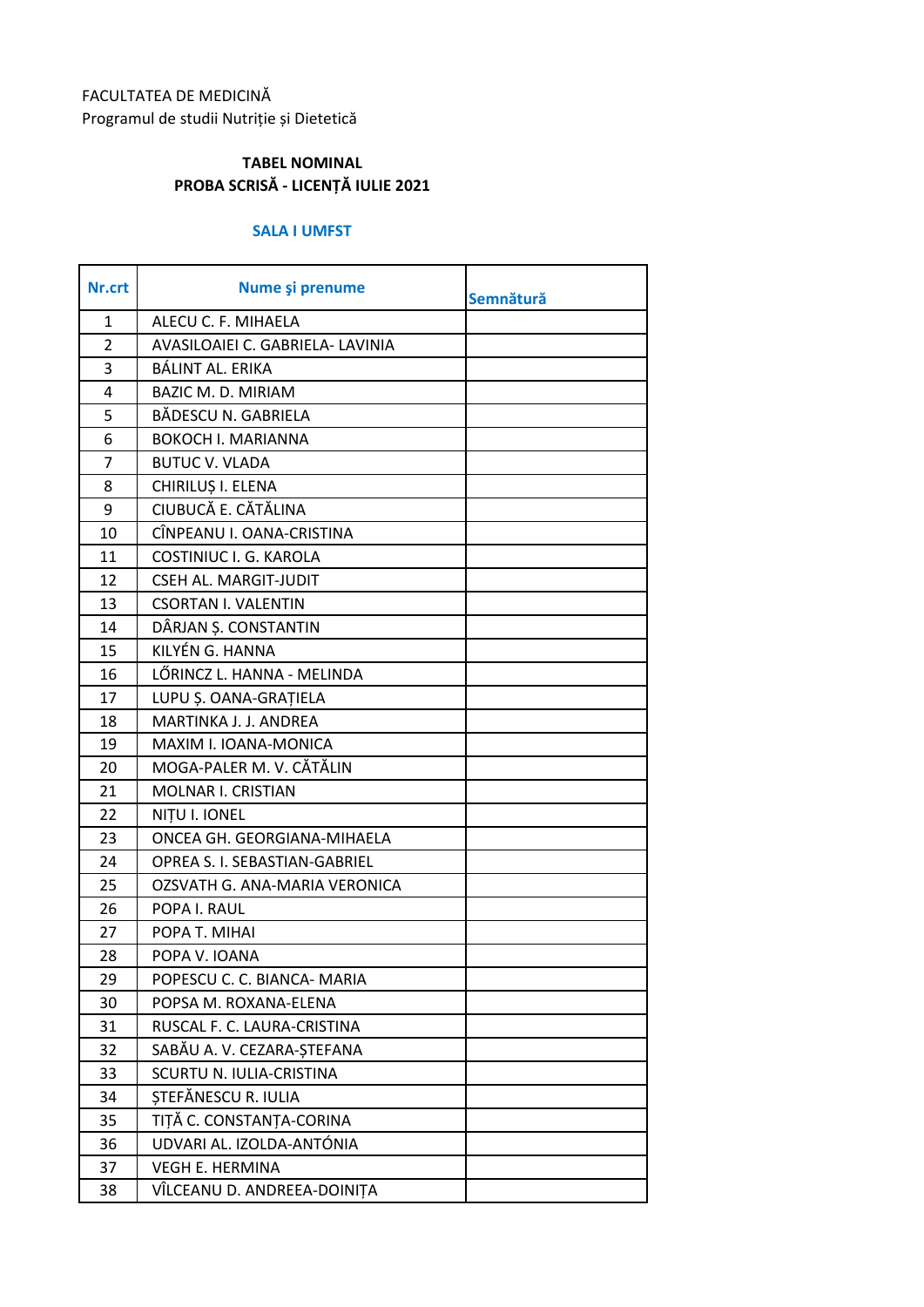FACULTATEA DE MEDICINĂ
Programul de studii Nutriție și Dietetică

**TABEL NOMINAL**
**PROBA SCRISĂ - LICENȚĂ IULIE 2021**

**SALA I UMFST**

| Nr.crt | Nume şi prenume | Semnătură |
|---|---|---|
| 1 | ALECU C. F. MIHAELA | |
| 2 | AVASILOAIEI C. GABRIELA- LAVINIA | |
| 3 | BÁLINT AL. ERIKA | |
| 4 | BAZIC M. D. MIRIAM | |
| 5 | BĂDESCU N. GABRIELA | |
| 6 | BOKOCH I. MARIANNA | |
| 7 | BUTUC V. VLADA | |
| 8 | CHIRILUȘ I. ELENA | |
| 9 | CIUBUCĂ E. CĂTĂLINA | |
| 10 | CÎNPEANU I. OANA-CRISTINA | |
| 11 | COSTINIUC I. G. KAROLA | |
| 12 | CSEH AL. MARGIT-JUDIT | |
| 13 | CSORTAN I. VALENTIN | |
| 14 | DÂRJAN Ș. CONSTANTIN | |
| 15 | KILYÉN G. HANNA | |
| 16 | LŐRINCZ L. HANNA - MELINDA | |
| 17 | LUPU Ș. OANA-GRAȚIELA | |
| 18 | MARTINKA J. J. ANDREA | |
| 19 | MAXIM I. IOANA-MONICA | |
| 20 | MOGA-PALER M. V. CĂTĂLIN | |
| 21 | MOLNAR I. CRISTIAN | |
| 22 | NIȚU I. IONEL | |
| 23 | ONCEA GH. GEORGIANA-MIHAELA | |
| 24 | OPREA S. I. SEBASTIAN-GABRIEL | |
| 25 | OZSVATH G. ANA-MARIA VERONICA | |
| 26 | POPA I. RAUL | |
| 27 | POPA T. MIHAI | |
| 28 | POPA V. IOANA | |
| 29 | POPESCU C. C. BIANCA- MARIA | |
| 30 | POPSA M. ROXANA-ELENA | |
| 31 | RUSCAL F. C. LAURA-CRISTINA | |
| 32 | SABĂU A. V. CEZARA-ȘTEFANA | |
| 33 | SCURTU N. IULIA-CRISTINA | |
| 34 | ȘTEFĂNESCU R. IULIA | |
| 35 | TIȚĂ C. CONSTANȚA-CORINA | |
| 36 | UDVARI AL. IZOLDA-ANTÓNIA | |
| 37 | VEGH E. HERMINA | |
| 38 | VÎLCEANU D. ANDREEA-DOINIȚA | |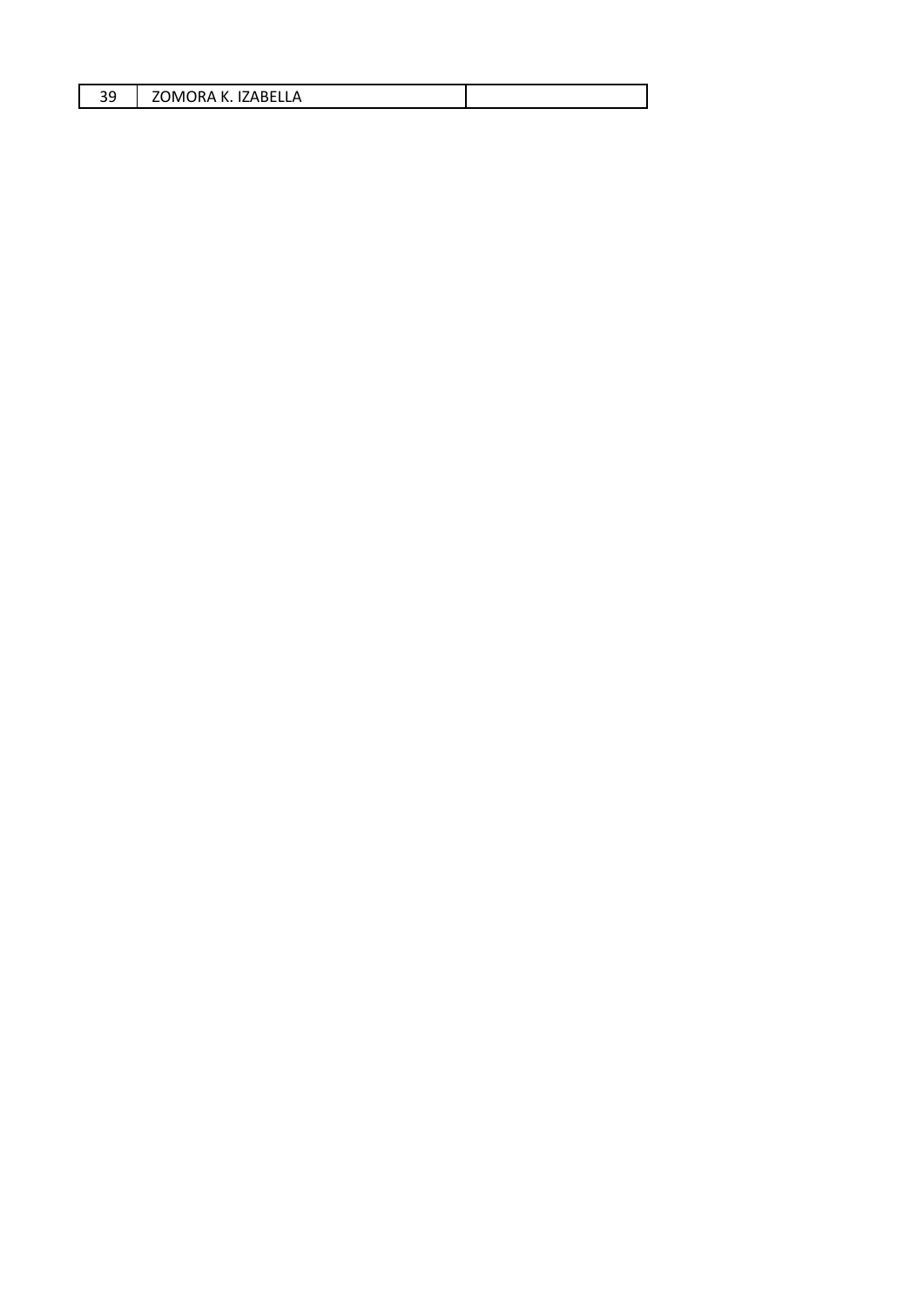| 39 | ZOMORA K. IZABELLA | |
| --- | --- | --- |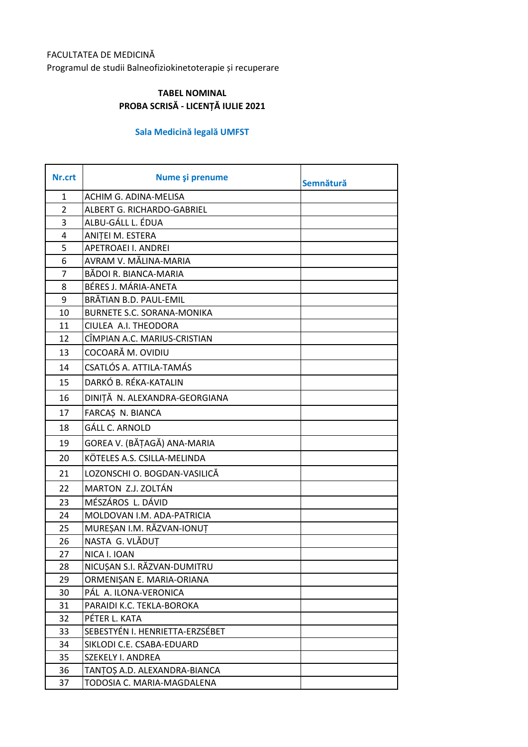FACULTATEA DE MEDICINĂ

Programul de studii Balneofiziokinetoterapie și recuperare

**TABEL NOMINAL**

**PROBA SCRISĂ - LICENȚĂ IULIE 2021**

**Sala Medicină legală UMFST**

| Nr.crt | Nume şi prenume | Semnătură |
|---|---|---|
| 1 | ACHIM G. ADINA-MELISA | |
| 2 | ALBERT G. RICHARDO-GABRIEL | |
| 3 | ALBU-GÁLL L. ÉDUA | |
| 4 | ANIȚEI M. ESTERA | |
| 5 | APETROAEI I. ANDREI | |
| 6 | AVRAM V. MĂLINA-MARIA | |
| 7 | BĂDOI R. BIANCA-MARIA | |
| 8 | BÉRES J. MÁRIA-ANETA | |
| 9 | BRĂTIAN B.D. PAUL-EMIL | |
| 10 | BURNETE S.C. SORANA-MONIKA | |
| 11 | CIULEA A.I. THEODORA | |
| 12 | CÎMPIAN A.C. MARIUS-CRISTIAN | |
| 13 | COCOARĂ M. OVIDIU | |
| 14 | CSATLÓS A. ATTILA-TAMÁS | |
| 15 | DARKÓ B. RÉKA-KATALIN | |
| 16 | DINIȚĂ N. ALEXANDRA-GEORGIANA | |
| 17 | FARCAȘ N. BIANCA | |
| 18 | GÁLL C. ARNOLD | |
| 19 | GOREA V. (BĂȚAGĂ) ANA-MARIA | |
| 20 | KÖTELES A.S. CSILLA-MELINDA | |
| 21 | LOZONSCHI O. BOGDAN-VASILICĂ | |
| 22 | MARTON Z.J. ZOLTÁN | |
| 23 | MÉSZÁROS L. DÁVID | |
| 24 | MOLDOVAN I.M. ADA-PATRICIA | |
| 25 | MUREȘAN I.M. RĂZVAN-IONUȚ | |
| 26 | NASTA G. VLĂDUȚ | |
| 27 | NICA I. IOAN | |
| 28 | NICUȘAN S.I. RĂZVAN-DUMITRU | |
| 29 | ORMENIȘAN E. MARIA-ORIANA | |
| 30 | PÁL A. ILONA-VERONICA | |
| 31 | PARAIDI K.C. TEKLA-BOROKA | |
| 32 | PÉTER L. KATA | |
| 33 | SEBESTYÉN I. HENRIETTA-ERZSÉBET | |
| 34 | SIKLODI C.E. CSABA-EDUARD | |
| 35 | SZEKELY I. ANDREA | |
| 36 | TANȚOȘ A.D. ALEXANDRA-BIANCA | |
| 37 | TODOSIA C. MARIA-MAGDALENA | |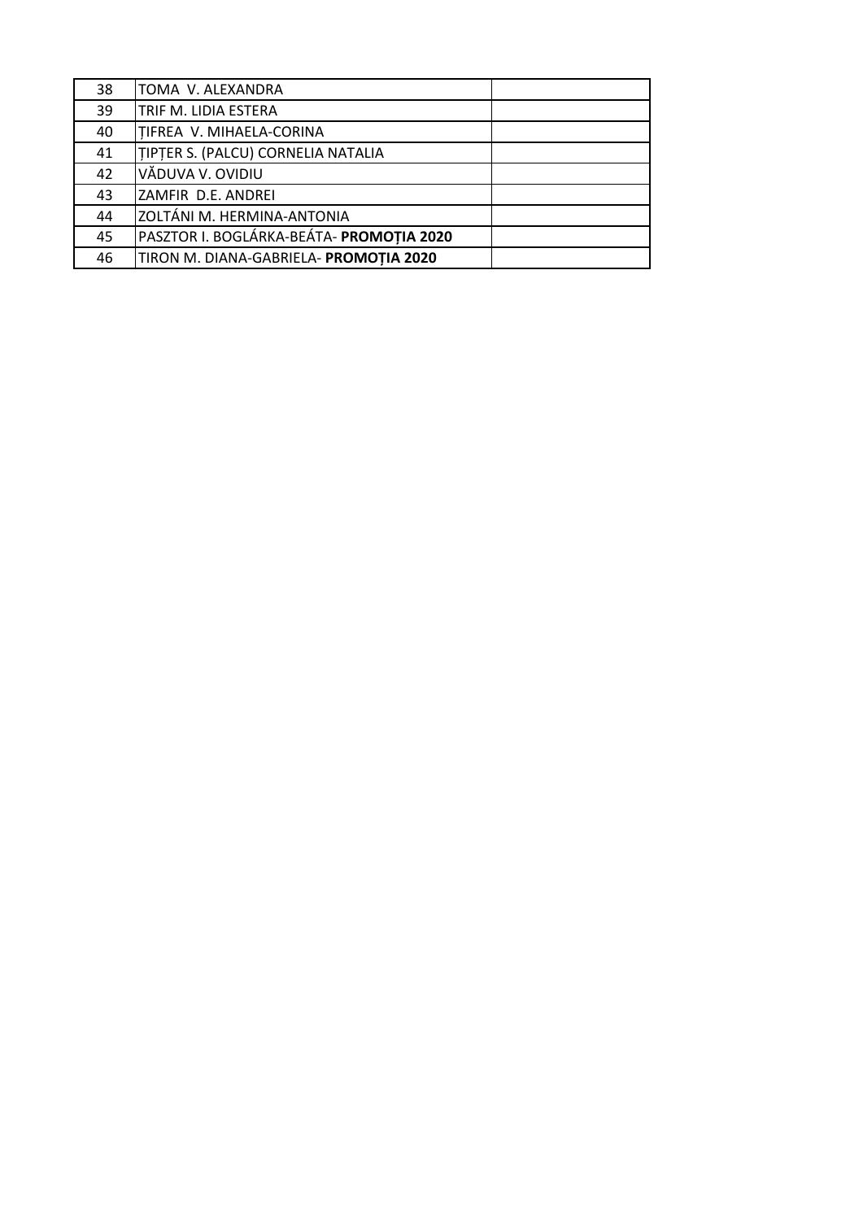| | | |
|---|---|---|
| 38 | TOMA V. ALEXANDRA | |
| 39 | TRIF M. LIDIA ESTERA | |
| 40 | ȚIFREA V. MIHAELA-CORINA | |
| 41 | ȚIPȚER S. (PALCU) CORNELIA NATALIA | |
| 42 | VĂDUVA V. OVIDIU | |
| 43 | ZAMFIR D.E. ANDREI | |
| 44 | ZOLTÁNI M. HERMINA-ANTONIA | |
| 45 | PASZTOR I. BOGLÁRKA-BEÁTA- **PROMOȚIA 2020** | |
| 46 | TIRON M. DIANA-GABRIELA- **PROMOȚIA 2020** | |